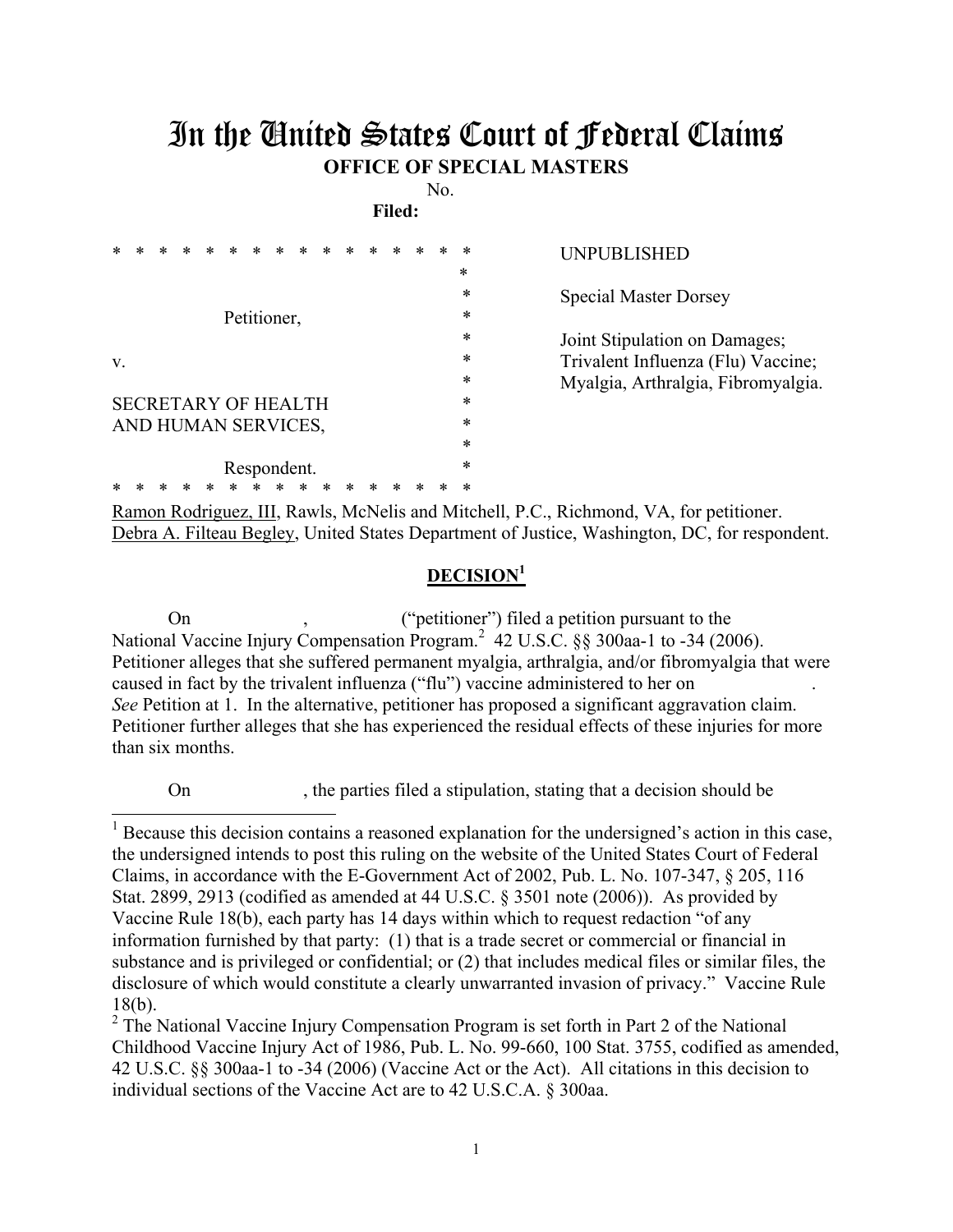# In the United States Court of Federal Claims

**OFFICE OF SPECIAL MASTERS**

No.

**Filed:**

| | |
|---|---|
| Petitioner, | UNPUBLISHED |
| v. | Special Master Dorsey |
| SECRETARY OF HEALTH AND HUMAN SERVICES, | Joint Stipulation on Damages; Trivalent Influenza (Flu) Vaccine; Myalgia, Arthralgia, Fibromyalgia. |
| Respondent. | |

Ramon Rodriguez, III, Rawls, McNelis and Mitchell, P.C., Richmond, VA, for petitioner.
Debra A. Filteau Begley, United States Department of Justice, Washington, DC, for respondent.

## DECISION[1]

On , ("petitioner") filed a petition pursuant to the National Vaccine Injury Compensation Program.[2] 42 U.S.C. §§ 300aa-1 to -34 (2006). Petitioner alleges that she suffered permanent myalgia, arthralgia, and/or fibromyalgia that were caused in fact by the trivalent influenza ("flu") vaccine administered to her on . *See* Petition at 1. In the alternative, petitioner has proposed a significant aggravation claim. Petitioner further alleges that she has experienced the residual effects of these injuries for more than six months.

On , the parties filed a stipulation, stating that a decision should be

---

[1] Because this decision contains a reasoned explanation for the undersigned's action in this case, the undersigned intends to post this ruling on the website of the United States Court of Federal Claims, in accordance with the E-Government Act of 2002, Pub. L. No. 107-347, § 205, 116 Stat. 2899, 2913 (codified as amended at 44 U.S.C. § 3501 note (2006)). As provided by Vaccine Rule 18(b), each party has 14 days within which to request redaction "of any information furnished by that party: (1) that is a trade secret or commercial or financial in substance and is privileged or confidential; or (2) that includes medical files or similar files, the disclosure of which would constitute a clearly unwarranted invasion of privacy." Vaccine Rule 18(b).

[2] The National Vaccine Injury Compensation Program is set forth in Part 2 of the National Childhood Vaccine Injury Act of 1986, Pub. L. No. 99-660, 100 Stat. 3755, codified as amended, 42 U.S.C. §§ 300aa-1 to -34 (2006) (Vaccine Act or the Act). All citations in this decision to individual sections of the Vaccine Act are to 42 U.S.C.A. § 300aa.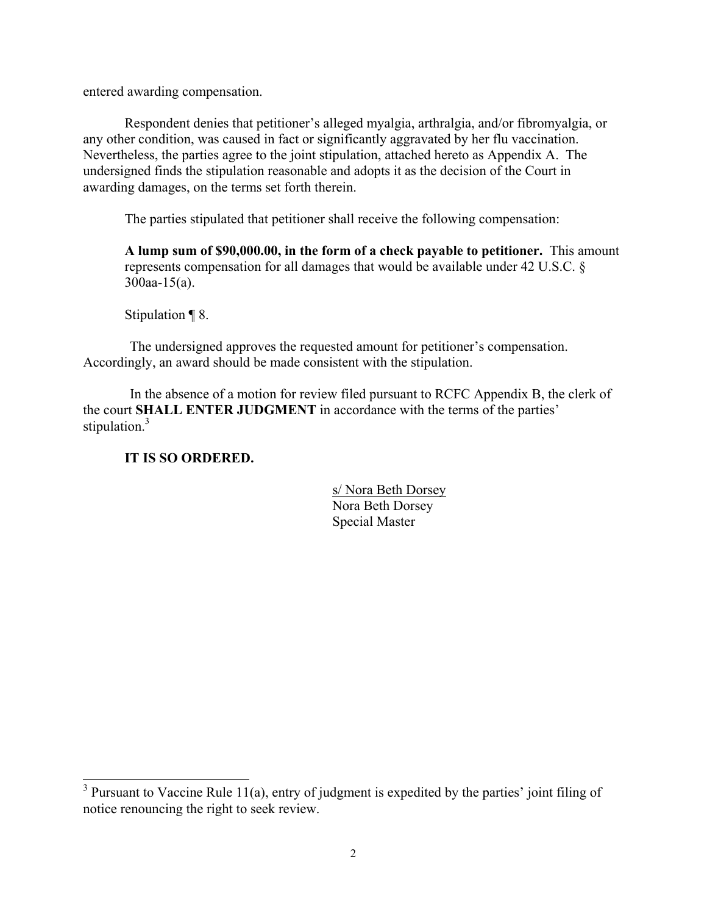entered awarding compensation.

Respondent denies that petitioner's alleged myalgia, arthralgia, and/or fibromyalgia, or any other condition, was caused in fact or significantly aggravated by her flu vaccination. Nevertheless, the parties agree to the joint stipulation, attached hereto as Appendix A. The undersigned finds the stipulation reasonable and adopts it as the decision of the Court in awarding damages, on the terms set forth therein.

The parties stipulated that petitioner shall receive the following compensation:

> **A lump sum of $90,000.00, in the form of a check payable to petitioner.** This amount represents compensation for all damages that would be available under 42 U.S.C. § 300aa-15(a).
>
> Stipulation ¶ 8.

The undersigned approves the requested amount for petitioner's compensation. Accordingly, an award should be made consistent with the stipulation.

In the absence of a motion for review filed pursuant to RCFC Appendix B, the clerk of the court **SHALL ENTER JUDGMENT** in accordance with the terms of the parties' stipulation.[3]

**IT IS SO ORDERED.**

s/ Nora Beth Dorsey
Nora Beth Dorsey
Special Master

---

[3] Pursuant to Vaccine Rule 11(a), entry of judgment is expedited by the parties' joint filing of notice renouncing the right to seek review.